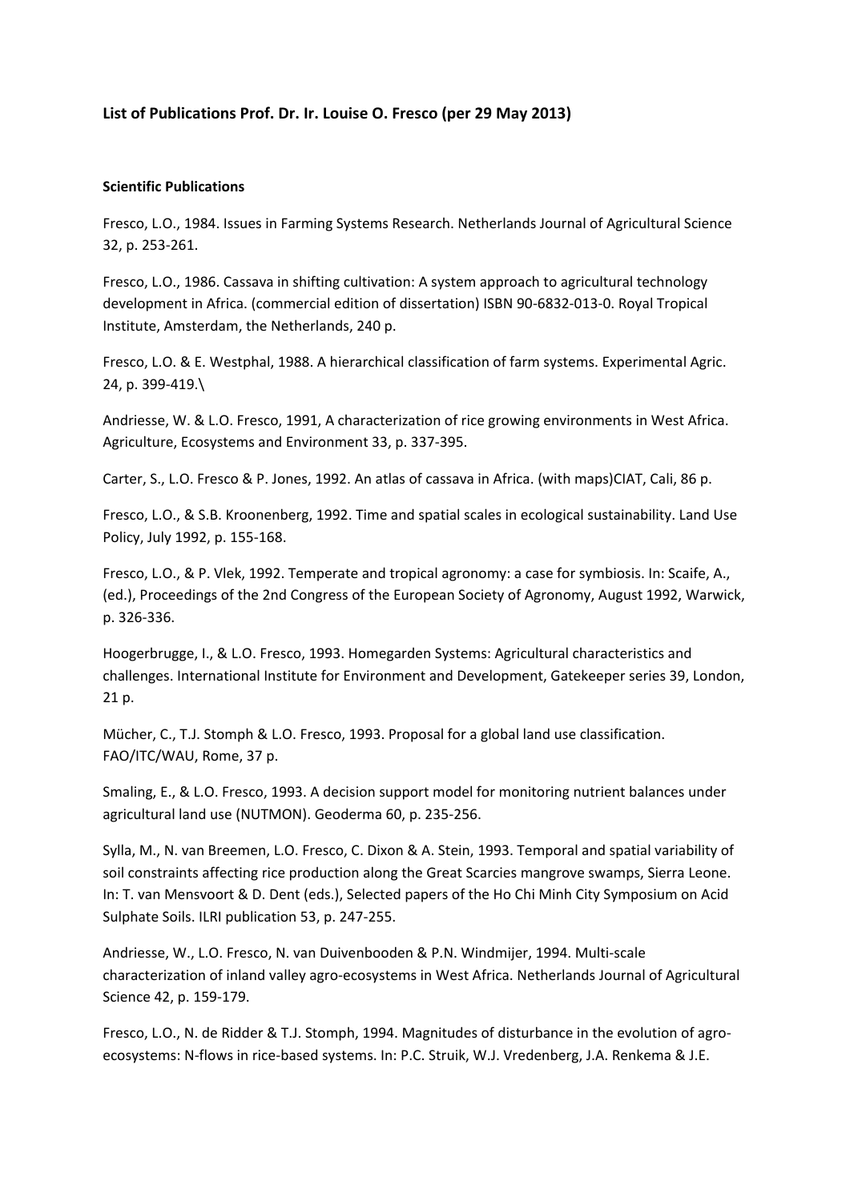### List of Publications Prof. Dr. Ir. Louise O. Fresco (per 29 May 2013)

#### Scientific Publications

Fresco, L.O., 1984. Issues in Farming Systems Research. Netherlands Journal of Agricultural Science 32, p. 253-261.

Fresco, L.O., 1986. Cassava in shifting cultivation: A system approach to agricultural technology development in Africa. (commercial edition of dissertation) ISBN 90-6832-013-0. Royal Tropical Institute, Amsterdam, the Netherlands, 240 p.

Fresco, L.O. & E. Westphal, 1988. A hierarchical classification of farm systems. Experimental Agric. 24, p. 399-419.\

Andriesse, W. & L.O. Fresco, 1991, A characterization of rice growing environments in West Africa. Agriculture, Ecosystems and Environment 33, p. 337-395.

Carter, S., L.O. Fresco & P. Jones, 1992. An atlas of cassava in Africa. (with maps)CIAT, Cali, 86 p.

Fresco, L.O., & S.B. Kroonenberg, 1992. Time and spatial scales in ecological sustainability. Land Use Policy, July 1992, p. 155-168.

Fresco, L.O., & P. Vlek, 1992. Temperate and tropical agronomy: a case for symbiosis. In: Scaife, A., (ed.), Proceedings of the 2nd Congress of the European Society of Agronomy, August 1992, Warwick, p. 326-336.

Hoogerbrugge, I., & L.O. Fresco, 1993. Homegarden Systems: Agricultural characteristics and challenges. International Institute for Environment and Development, Gatekeeper series 39, London, 21 p.

Mücher, C., T.J. Stomph & L.O. Fresco, 1993. Proposal for a global land use classification. FAO/ITC/WAU, Rome, 37 p.

Smaling, E., & L.O. Fresco, 1993. A decision support model for monitoring nutrient balances under agricultural land use (NUTMON). Geoderma 60, p. 235-256.

Sylla, M., N. van Breemen, L.O. Fresco, C. Dixon & A. Stein, 1993. Temporal and spatial variability of soil constraints affecting rice production along the Great Scarcies mangrove swamps, Sierra Leone. In: T. van Mensvoort & D. Dent (eds.), Selected papers of the Ho Chi Minh City Symposium on Acid Sulphate Soils. ILRI publication 53, p. 247-255.

Andriesse, W., L.O. Fresco, N. van Duivenbooden & P.N. Windmijer, 1994. Multi-scale characterization of inland valley agro-ecosystems in West Africa. Netherlands Journal of Agricultural Science 42, p. 159-179.

Fresco, L.O., N. de Ridder & T.J. Stomph, 1994. Magnitudes of disturbance in the evolution of agro-ecosystems: N-flows in rice-based systems. In: P.C. Struik, W.J. Vredenberg, J.A. Renkema & J.E.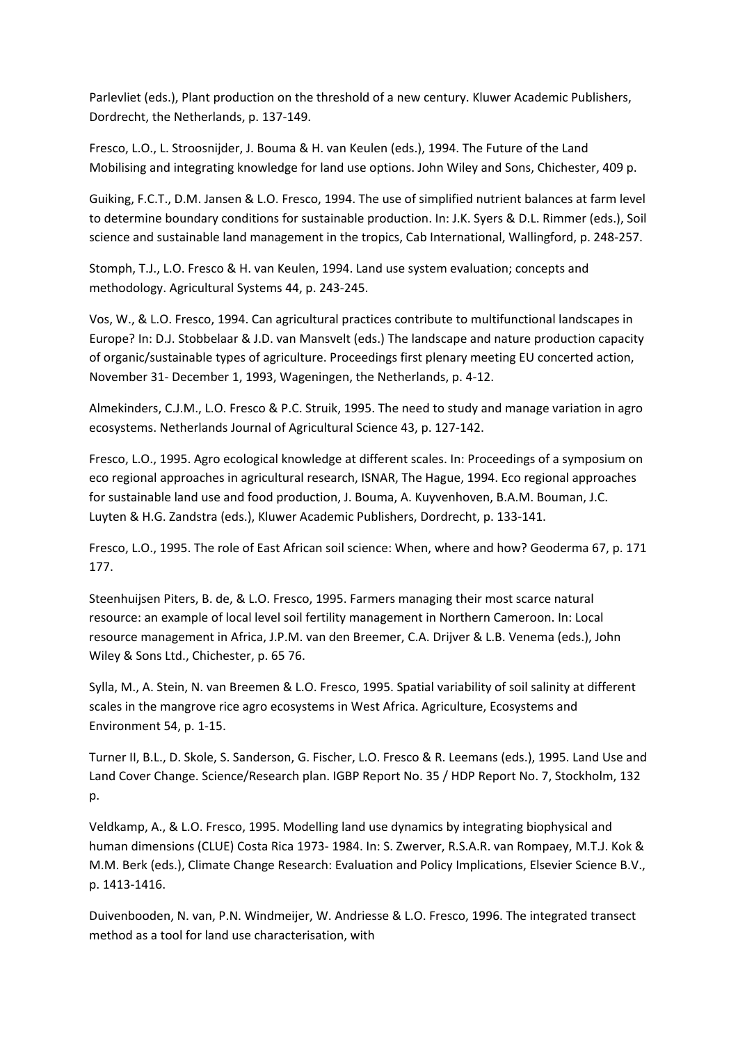Parlevliet (eds.), Plant production on the threshold of a new century. Kluwer Academic Publishers, Dordrecht, the Netherlands, p. 137-149.

Fresco, L.O., L. Stroosnijder, J. Bouma & H. van Keulen (eds.), 1994. The Future of the Land Mobilising and integrating knowledge for land use options. John Wiley and Sons, Chichester, 409 p.

Guiking, F.C.T., D.M. Jansen & L.O. Fresco, 1994. The use of simplified nutrient balances at farm level to determine boundary conditions for sustainable production. In: J.K. Syers & D.L. Rimmer (eds.), Soil science and sustainable land management in the tropics, Cab International, Wallingford, p. 248-257.

Stomph, T.J., L.O. Fresco & H. van Keulen, 1994. Land use system evaluation; concepts and methodology. Agricultural Systems 44, p. 243-245.

Vos, W., & L.O. Fresco, 1994. Can agricultural practices contribute to multifunctional landscapes in Europe? In: D.J. Stobbelaar & J.D. van Mansvelt (eds.) The landscape and nature production capacity of organic/sustainable types of agriculture. Proceedings first plenary meeting EU concerted action, November 31- December 1, 1993, Wageningen, the Netherlands, p. 4-12.

Almekinders, C.J.M., L.O. Fresco & P.C. Struik, 1995. The need to study and manage variation in agro ecosystems. Netherlands Journal of Agricultural Science 43, p. 127-142.

Fresco, L.O., 1995. Agro ecological knowledge at different scales. In: Proceedings of a symposium on eco regional approaches in agricultural research, ISNAR, The Hague, 1994. Eco regional approaches for sustainable land use and food production, J. Bouma, A. Kuyvenhoven, B.A.M. Bouman, J.C. Luyten & H.G. Zandstra (eds.), Kluwer Academic Publishers, Dordrecht, p. 133-141.

Fresco, L.O., 1995. The role of East African soil science: When, where and how? Geoderma 67, p. 171 177.

Steenhuijsen Piters, B. de, & L.O. Fresco, 1995. Farmers managing their most scarce natural resource: an example of local level soil fertility management in Northern Cameroon. In: Local resource management in Africa, J.P.M. van den Breemer, C.A. Drijver & L.B. Venema (eds.), John Wiley & Sons Ltd., Chichester, p. 65 76.

Sylla, M., A. Stein, N. van Breemen & L.O. Fresco, 1995. Spatial variability of soil salinity at different scales in the mangrove rice agro ecosystems in West Africa. Agriculture, Ecosystems and Environment 54, p. 1-15.

Turner II, B.L., D. Skole, S. Sanderson, G. Fischer, L.O. Fresco & R. Leemans (eds.), 1995. Land Use and Land Cover Change. Science/Research plan. IGBP Report No. 35 / HDP Report No. 7, Stockholm, 132 p.

Veldkamp, A., & L.O. Fresco, 1995. Modelling land use dynamics by integrating biophysical and human dimensions (CLUE) Costa Rica 1973- 1984. In: S. Zwerver, R.S.A.R. van Rompaey, M.T.J. Kok & M.M. Berk (eds.), Climate Change Research: Evaluation and Policy Implications, Elsevier Science B.V., p. 1413-1416.

Duivenbooden, N. van, P.N. Windmeijer, W. Andriesse & L.O. Fresco, 1996. The integrated transect method as a tool for land use characterisation, with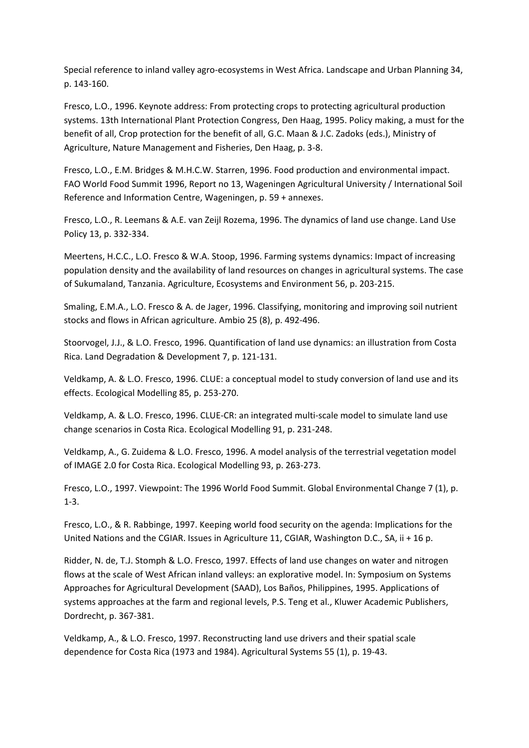Special reference to inland valley agro-ecosystems in West Africa. Landscape and Urban Planning 34, p. 143-160.

Fresco, L.O., 1996. Keynote address: From protecting crops to protecting agricultural production systems. 13th International Plant Protection Congress, Den Haag, 1995. Policy making, a must for the benefit of all, Crop protection for the benefit of all, G.C. Maan & J.C. Zadoks (eds.), Ministry of Agriculture, Nature Management and Fisheries, Den Haag, p. 3-8.

Fresco, L.O., E.M. Bridges & M.H.C.W. Starren, 1996. Food production and environmental impact. FAO World Food Summit 1996, Report no 13, Wageningen Agricultural University / International Soil Reference and Information Centre, Wageningen, p. 59 + annexes.

Fresco, L.O., R. Leemans & A.E. van Zeijl Rozema, 1996. The dynamics of land use change. Land Use Policy 13, p. 332-334.

Meertens, H.C.C., L.O. Fresco & W.A. Stoop, 1996. Farming systems dynamics: Impact of increasing population density and the availability of land resources on changes in agricultural systems. The case of Sukumaland, Tanzania. Agriculture, Ecosystems and Environment 56, p. 203-215.

Smaling, E.M.A., L.O. Fresco & A. de Jager, 1996. Classifying, monitoring and improving soil nutrient stocks and flows in African agriculture. Ambio 25 (8), p. 492-496.

Stoorvogel, J.J., & L.O. Fresco, 1996. Quantification of land use dynamics: an illustration from Costa Rica. Land Degradation & Development 7, p. 121-131.

Veldkamp, A. & L.O. Fresco, 1996. CLUE: a conceptual model to study conversion of land use and its effects. Ecological Modelling 85, p. 253-270.

Veldkamp, A. & L.O. Fresco, 1996. CLUE-CR: an integrated multi-scale model to simulate land use change scenarios in Costa Rica. Ecological Modelling 91, p. 231-248.

Veldkamp, A., G. Zuidema & L.O. Fresco, 1996. A model analysis of the terrestrial vegetation model of IMAGE 2.0 for Costa Rica. Ecological Modelling 93, p. 263-273.

Fresco, L.O., 1997. Viewpoint: The 1996 World Food Summit. Global Environmental Change 7 (1), p. 1-3.

Fresco, L.O., & R. Rabbinge, 1997. Keeping world food security on the agenda: Implications for the United Nations and the CGIAR. Issues in Agriculture 11, CGIAR, Washington D.C., SA, ii + 16 p.

Ridder, N. de, T.J. Stomph & L.O. Fresco, 1997. Effects of land use changes on water and nitrogen flows at the scale of West African inland valleys: an explorative model. In: Symposium on Systems Approaches for Agricultural Development (SAAD), Los Baños, Philippines, 1995. Applications of systems approaches at the farm and regional levels, P.S. Teng et al., Kluwer Academic Publishers, Dordrecht, p. 367-381.

Veldkamp, A., & L.O. Fresco, 1997. Reconstructing land use drivers and their spatial scale dependence for Costa Rica (1973 and 1984). Agricultural Systems 55 (1), p. 19-43.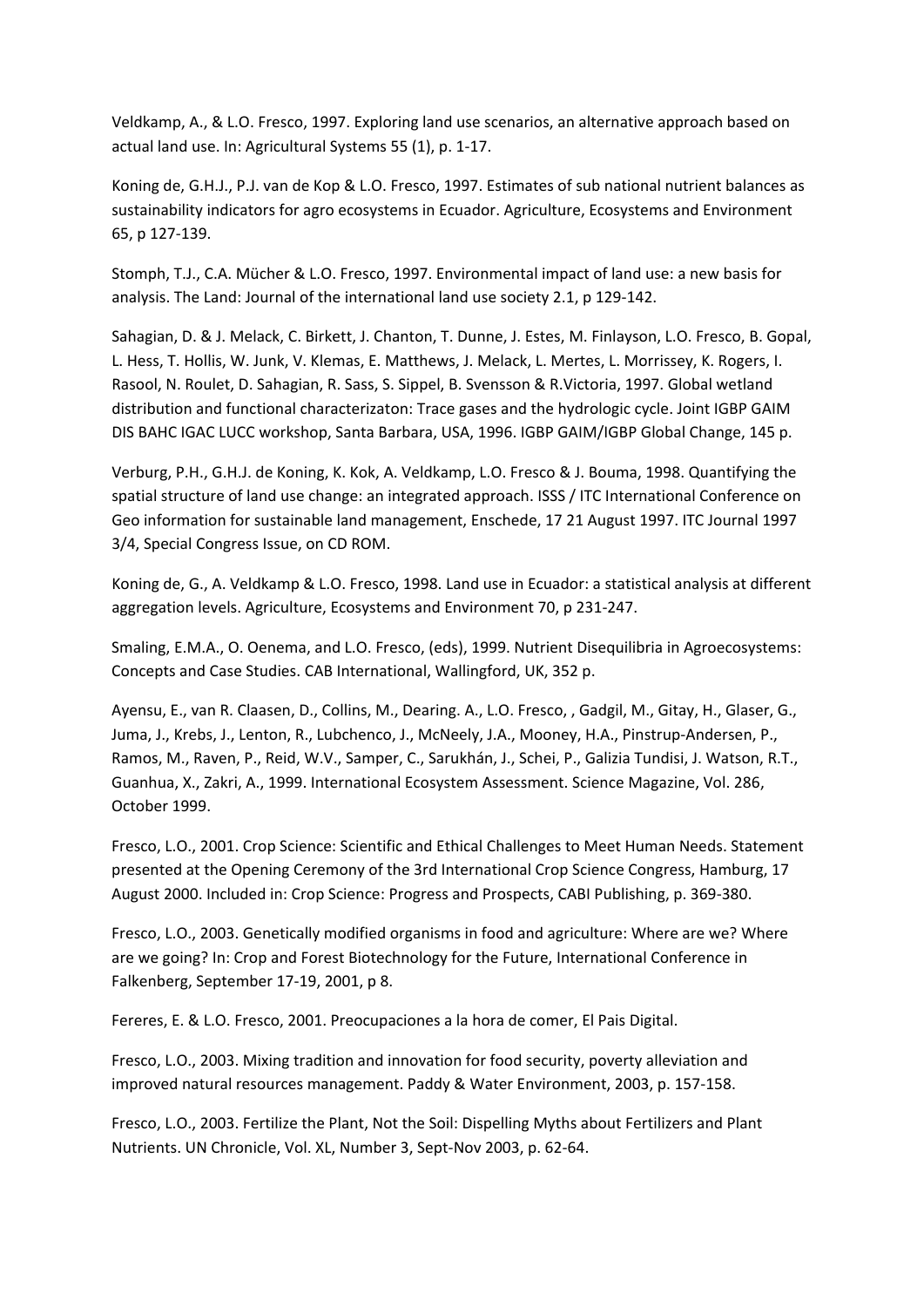Veldkamp, A., & L.O. Fresco, 1997. Exploring land use scenarios, an alternative approach based on actual land use. In: Agricultural Systems 55 (1), p. 1-17.

Koning de, G.H.J., P.J. van de Kop & L.O. Fresco, 1997. Estimates of sub national nutrient balances as sustainability indicators for agro ecosystems in Ecuador. Agriculture, Ecosystems and Environment 65, p 127-139.

Stomph, T.J., C.A. Mücher & L.O. Fresco, 1997. Environmental impact of land use: a new basis for analysis. The Land: Journal of the international land use society 2.1, p 129-142.

Sahagian, D. & J. Melack, C. Birkett, J. Chanton, T. Dunne, J. Estes, M. Finlayson, L.O. Fresco, B. Gopal, L. Hess, T. Hollis, W. Junk, V. Klemas, E. Matthews, J. Melack, L. Mertes, L. Morrissey, K. Rogers, I. Rasool, N. Roulet, D. Sahagian, R. Sass, S. Sippel, B. Svensson & R.Victoria, 1997. Global wetland distribution and functional characterizaton: Trace gases and the hydrologic cycle. Joint IGBP GAIM DIS BAHC IGAC LUCC workshop, Santa Barbara, USA, 1996. IGBP GAIM/IGBP Global Change, 145 p.

Verburg, P.H., G.H.J. de Koning, K. Kok, A. Veldkamp, L.O. Fresco & J. Bouma, 1998. Quantifying the spatial structure of land use change: an integrated approach. ISSS / ITC International Conference on Geo information for sustainable land management, Enschede, 17 21 August 1997. ITC Journal 1997 3/4, Special Congress Issue, on CD ROM.

Koning de, G., A. Veldkamp & L.O. Fresco, 1998. Land use in Ecuador: a statistical analysis at different aggregation levels. Agriculture, Ecosystems and Environment 70, p 231-247.

Smaling, E.M.A., O. Oenema, and L.O. Fresco, (eds), 1999. Nutrient Disequilibria in Agroecosystems: Concepts and Case Studies. CAB International, Wallingford, UK, 352 p.

Ayensu, E., van R. Claasen, D., Collins, M., Dearing. A., L.O. Fresco, , Gadgil, M., Gitay, H., Glaser, G., Juma, J., Krebs, J., Lenton, R., Lubchenco, J., McNeely, J.A., Mooney, H.A., Pinstrup-Andersen, P., Ramos, M., Raven, P., Reid, W.V., Samper, C., Sarukhán, J., Schei, P., Galizia Tundisi, J. Watson, R.T., Guanhua, X., Zakri, A., 1999. International Ecosystem Assessment. Science Magazine, Vol. 286, October 1999.

Fresco, L.O., 2001. Crop Science: Scientific and Ethical Challenges to Meet Human Needs. Statement presented at the Opening Ceremony of the 3rd International Crop Science Congress, Hamburg, 17 August 2000. Included in: Crop Science: Progress and Prospects, CABI Publishing, p. 369-380.

Fresco, L.O., 2003. Genetically modified organisms in food and agriculture: Where are we? Where are we going? In: Crop and Forest Biotechnology for the Future, International Conference in Falkenberg, September 17-19, 2001, p 8.

Fereres, E. & L.O. Fresco, 2001. Preocupaciones a la hora de comer, El Pais Digital.

Fresco, L.O., 2003. Mixing tradition and innovation for food security, poverty alleviation and improved natural resources management. Paddy & Water Environment, 2003, p. 157-158.

Fresco, L.O., 2003. Fertilize the Plant, Not the Soil: Dispelling Myths about Fertilizers and Plant Nutrients. UN Chronicle, Vol. XL, Number 3, Sept-Nov 2003, p. 62-64.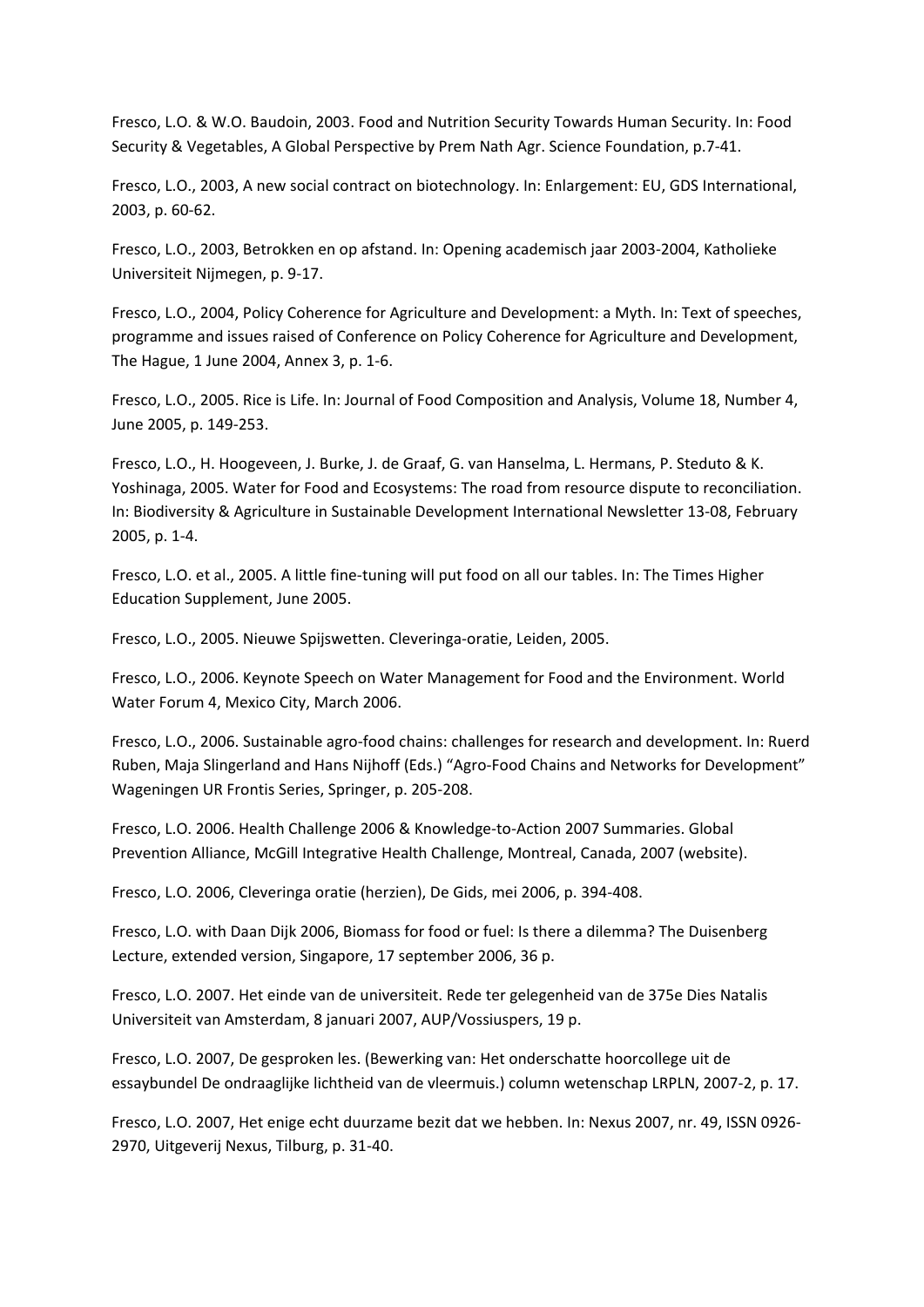Fresco, L.O. & W.O. Baudoin, 2003. Food and Nutrition Security Towards Human Security. In: Food Security & Vegetables, A Global Perspective by Prem Nath Agr. Science Foundation, p.7-41.

Fresco, L.O., 2003, A new social contract on biotechnology. In: Enlargement: EU, GDS International, 2003, p. 60-62.

Fresco, L.O., 2003, Betrokken en op afstand. In: Opening academisch jaar 2003-2004, Katholieke Universiteit Nijmegen, p. 9-17.

Fresco, L.O., 2004, Policy Coherence for Agriculture and Development: a Myth. In: Text of speeches, programme and issues raised of Conference on Policy Coherence for Agriculture and Development, The Hague, 1 June 2004, Annex 3, p. 1-6.

Fresco, L.O., 2005. Rice is Life. In: Journal of Food Composition and Analysis, Volume 18, Number 4, June 2005, p. 149-253.

Fresco, L.O., H. Hoogeveen, J. Burke, J. de Graaf, G. van Hanselma, L. Hermans, P. Steduto & K. Yoshinaga, 2005. Water for Food and Ecosystems: The road from resource dispute to reconciliation. In: Biodiversity & Agriculture in Sustainable Development International Newsletter 13-08, February 2005, p. 1-4.

Fresco, L.O. et al., 2005. A little fine-tuning will put food on all our tables. In: The Times Higher Education Supplement, June 2005.

Fresco, L.O., 2005. Nieuwe Spijswetten. Cleveringa-oratie, Leiden, 2005.

Fresco, L.O., 2006. Keynote Speech on Water Management for Food and the Environment. World Water Forum 4, Mexico City, March 2006.

Fresco, L.O., 2006. Sustainable agro-food chains: challenges for research and development. In: Ruerd Ruben, Maja Slingerland and Hans Nijhoff (Eds.) "Agro-Food Chains and Networks for Development" Wageningen UR Frontis Series, Springer, p. 205-208.

Fresco, L.O. 2006. Health Challenge 2006 & Knowledge-to-Action 2007 Summaries. Global Prevention Alliance, McGill Integrative Health Challenge, Montreal, Canada, 2007 (website).

Fresco, L.O. 2006, Cleveringa oratie (herzien), De Gids, mei 2006, p. 394-408.

Fresco, L.O. with Daan Dijk 2006, Biomass for food or fuel: Is there a dilemma? The Duisenberg Lecture, extended version, Singapore, 17 september 2006, 36 p.

Fresco, L.O. 2007. Het einde van de universiteit. Rede ter gelegenheid van de 375e Dies Natalis Universiteit van Amsterdam, 8 januari 2007, AUP/Vossiuspers, 19 p.

Fresco, L.O. 2007, De gesproken les. (Bewerking van: Het onderschatte hoorcollege uit de essaybundel De ondraaglijke lichtheid van de vleermuis.) column wetenschap LRPLN, 2007-2, p. 17.

Fresco, L.O. 2007, Het enige echt duurzame bezit dat we hebben. In: Nexus 2007, nr. 49, ISSN 0926-2970, Uitgeverij Nexus, Tilburg, p. 31-40.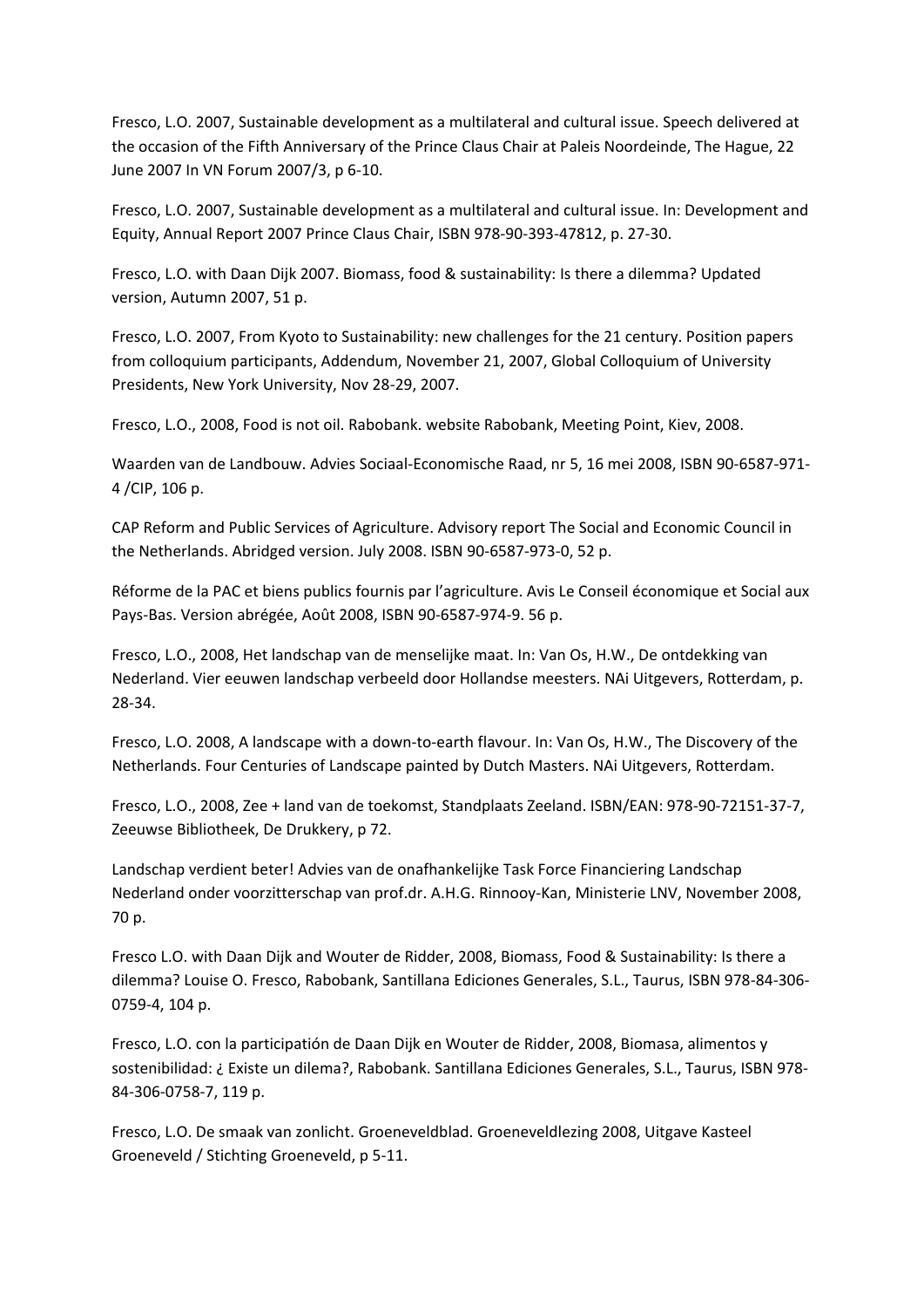Fresco, L.O. 2007, Sustainable development as a multilateral and cultural issue. Speech delivered at the occasion of the Fifth Anniversary of the Prince Claus Chair at Paleis Noordeinde, The Hague, 22 June 2007 In VN Forum 2007/3, p 6-10.

Fresco, L.O. 2007, Sustainable development as a multilateral and cultural issue. In: Development and Equity, Annual Report 2007 Prince Claus Chair, ISBN 978-90-393-47812, p. 27-30.

Fresco, L.O. with Daan Dijk 2007. Biomass, food & sustainability: Is there a dilemma? Updated version, Autumn 2007, 51 p.

Fresco, L.O. 2007, From Kyoto to Sustainability: new challenges for the 21 century. Position papers from colloquium participants, Addendum, November 21, 2007, Global Colloquium of University Presidents, New York University, Nov 28-29, 2007.

Fresco, L.O., 2008, Food is not oil. Rabobank. website Rabobank, Meeting Point, Kiev, 2008.

Waarden van de Landbouw. Advies Sociaal-Economische Raad, nr 5, 16 mei 2008, ISBN 90-6587-971-4 /CIP, 106 p.

CAP Reform and Public Services of Agriculture. Advisory report The Social and Economic Council in the Netherlands. Abridged version. July 2008. ISBN 90-6587-973-0, 52 p.

Réforme de la PAC et biens publics fournis par l'agriculture. Avis Le Conseil économique et Social aux Pays-Bas. Version abrégée, Août 2008, ISBN 90-6587-974-9. 56 p.

Fresco, L.O., 2008, Het landschap van de menselijke maat. In: Van Os, H.W., De ontdekking van Nederland. Vier eeuwen landschap verbeeld door Hollandse meesters. NAi Uitgevers, Rotterdam, p. 28-34.

Fresco, L.O. 2008, A landscape with a down-to-earth flavour. In: Van Os, H.W., The Discovery of the Netherlands. Four Centuries of Landscape painted by Dutch Masters. NAi Uitgevers, Rotterdam.

Fresco, L.O., 2008, Zee + land van de toekomst, Standplaats Zeeland. ISBN/EAN: 978-90-72151-37-7, Zeeuwse Bibliotheek, De Drukkery, p 72.

Landschap verdient beter! Advies van de onafhankelijke Task Force Financiering Landschap Nederland onder voorzitterschap van prof.dr. A.H.G. Rinnooy-Kan, Ministerie LNV, November 2008, 70 p.

Fresco L.O. with Daan Dijk and Wouter de Ridder, 2008, Biomass, Food & Sustainability: Is there a dilemma? Louise O. Fresco, Rabobank, Santillana Ediciones Generales, S.L., Taurus, ISBN 978-84-306-0759-4, 104 p.

Fresco, L.O. con la participatión de Daan Dijk en Wouter de Ridder, 2008, Biomasa, alimentos y sostenibilidad: ¿ Existe un dilema?, Rabobank. Santillana Ediciones Generales, S.L., Taurus, ISBN 978-84-306-0758-7, 119 p.

Fresco, L.O. De smaak van zonlicht. Groeneveldblad. Groeneveldlezing 2008, Uitgave Kasteel Groeneveld / Stichting Groeneveld, p 5-11.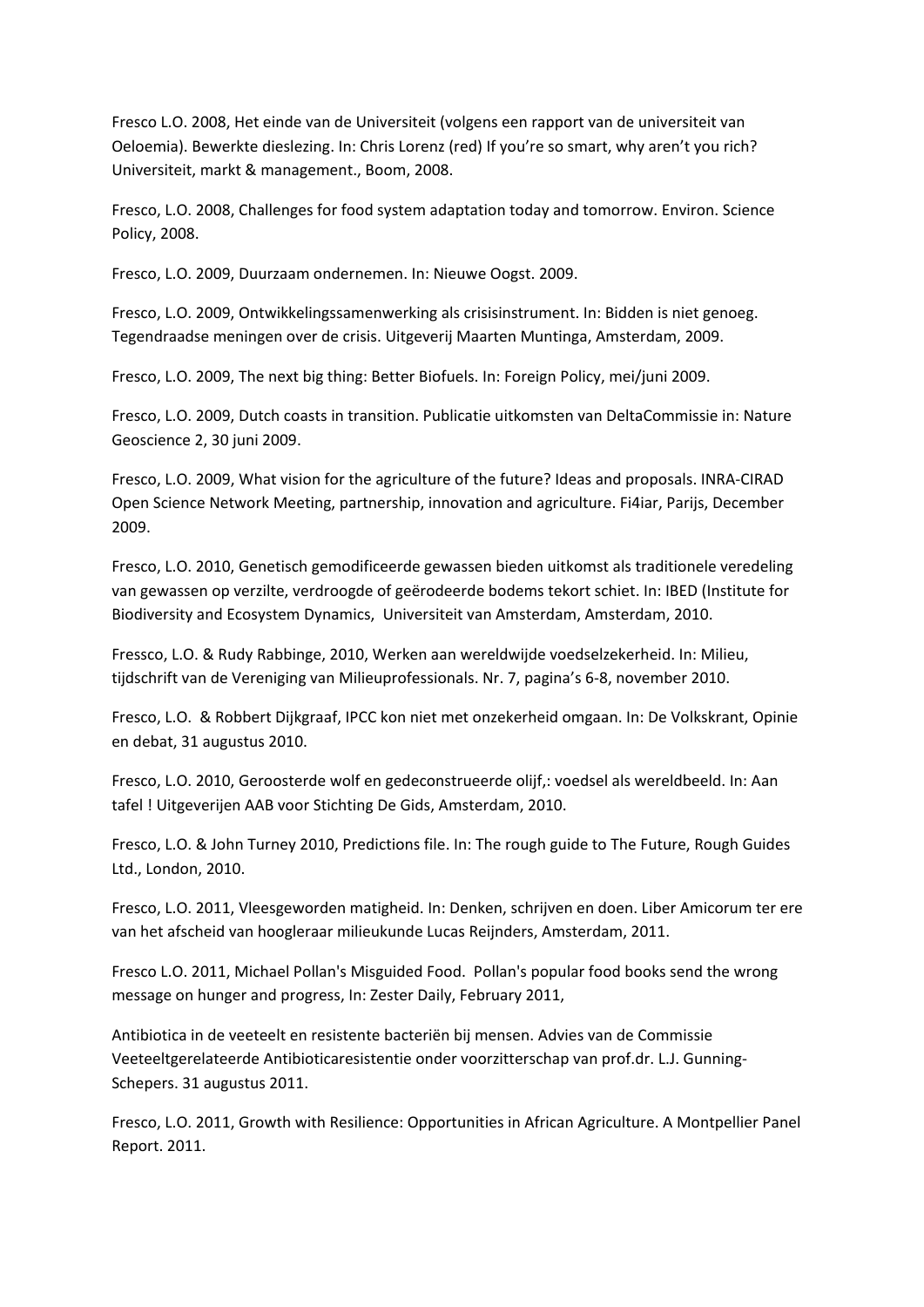Fresco L.O. 2008, Het einde van de Universiteit (volgens een rapport van de universiteit van Oeloemia). Bewerkte dieslezing. In: Chris Lorenz (red) If you're so smart, why aren't you rich? Universiteit, markt & management., Boom, 2008.

Fresco, L.O. 2008, Challenges for food system adaptation today and tomorrow. Environ. Science Policy, 2008.

Fresco, L.O. 2009, Duurzaam ondernemen. In: Nieuwe Oogst. 2009.

Fresco, L.O. 2009, Ontwikkelingssamenwerking als crisisinstrument. In: Bidden is niet genoeg. Tegendraadse meningen over de crisis. Uitgeverij Maarten Muntinga, Amsterdam, 2009.

Fresco, L.O. 2009, The next big thing: Better Biofuels. In: Foreign Policy, mei/juni 2009.

Fresco, L.O. 2009, Dutch coasts in transition. Publicatie uitkomsten van DeltaCommissie in: Nature Geoscience 2, 30 juni 2009.

Fresco, L.O. 2009, What vision for the agriculture of the future? Ideas and proposals. INRA-CIRAD Open Science Network Meeting, partnership, innovation and agriculture. Fi4iar, Parijs, December 2009.

Fresco, L.O. 2010, Genetisch gemodificeerde gewassen bieden uitkomst als traditionele veredeling van gewassen op verzilte, verdroogde of geërodeerde bodems tekort schiet. In: IBED (Institute for Biodiversity and Ecosystem Dynamics, Universiteit van Amsterdam, Amsterdam, 2010.

Fressco, L.O. & Rudy Rabbinge, 2010, Werken aan wereldwijde voedselzekerheid. In: Milieu, tijdschrift van de Vereniging van Milieuprofessionals. Nr. 7, pagina's 6-8, november 2010.

Fresco, L.O. & Robbert Dijkgraaf, IPCC kon niet met onzekerheid omgaan. In: De Volkskrant, Opinie en debat, 31 augustus 2010.

Fresco, L.O. 2010, Geroosterde wolf en gedeconstrueerde olijf,: voedsel als wereldbeeld. In: Aan tafel ! Uitgeverijen AAB voor Stichting De Gids, Amsterdam, 2010.

Fresco, L.O. & John Turney 2010, Predictions file. In: The rough guide to The Future, Rough Guides Ltd., London, 2010.

Fresco, L.O. 2011, Vleesgeworden matigheid. In: Denken, schrijven en doen. Liber Amicorum ter ere van het afscheid van hoogleraar milieukunde Lucas Reijnders, Amsterdam, 2011.

Fresco L.O. 2011, Michael Pollan's Misguided Food. Pollan's popular food books send the wrong message on hunger and progress, In: Zester Daily, February 2011,

Antibiotica in de veeteelt en resistente bacteriën bij mensen. Advies van de Commissie Veeteeltgerelateerde Antibioticaresistentie onder voorzitterschap van prof.dr. L.J. Gunning-Schepers. 31 augustus 2011.

Fresco, L.O. 2011, Growth with Resilience: Opportunities in African Agriculture. A Montpellier Panel Report. 2011.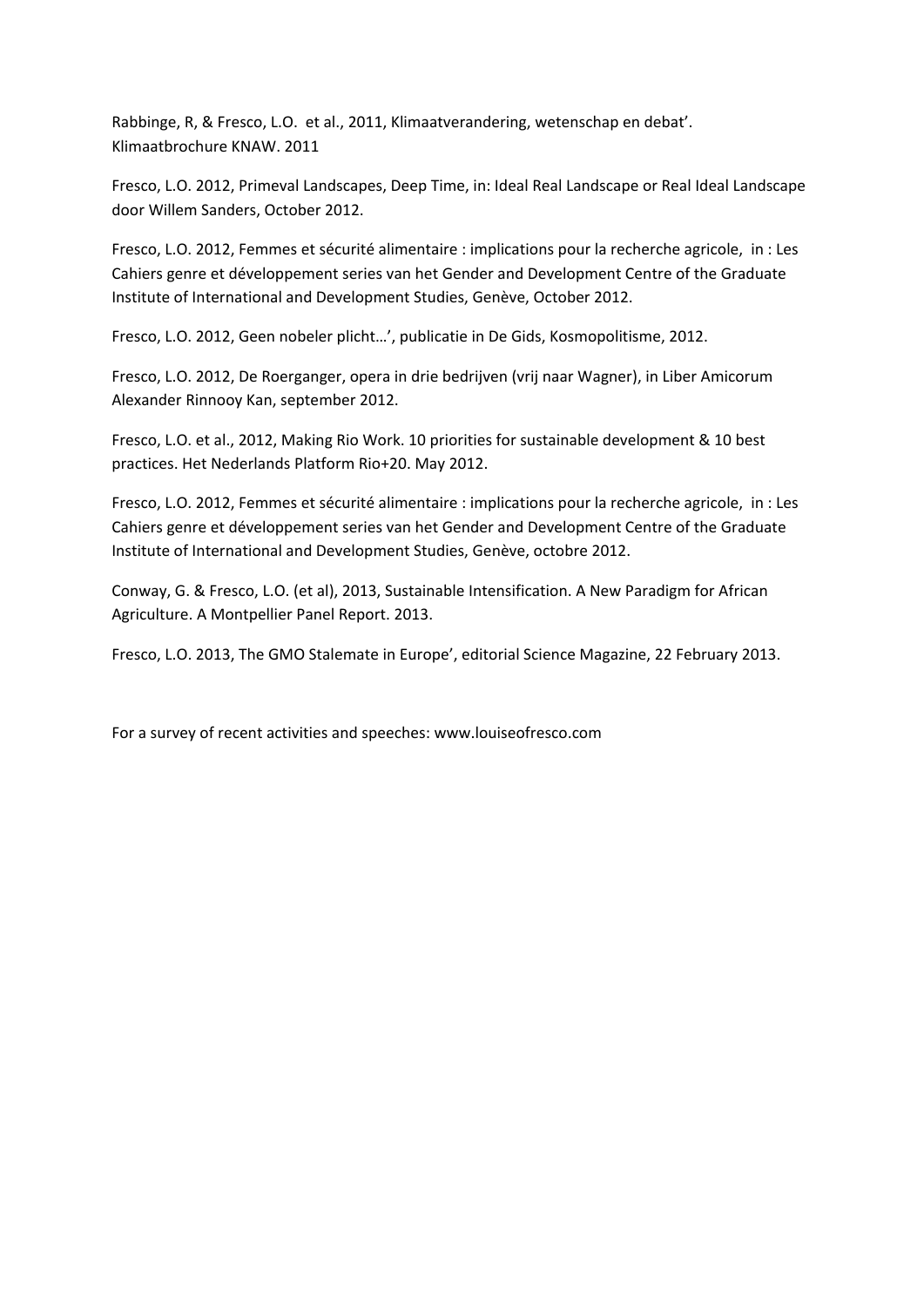Rabbinge, R, & Fresco, L.O.  et al., 2011, Klimaatverandering, wetenschap en debat'. Klimaatbrochure KNAW. 2011

Fresco, L.O. 2012, Primeval Landscapes, Deep Time, in: Ideal Real Landscape or Real Ideal Landscape door Willem Sanders, October 2012.

Fresco, L.O. 2012, Femmes et sécurité alimentaire : implications pour la recherche agricole,  in : Les Cahiers genre et développement series van het Gender and Development Centre of the Graduate Institute of International and Development Studies, Genève, October 2012.

Fresco, L.O. 2012, Geen nobeler plicht…', publicatie in De Gids, Kosmopolitisme, 2012.

Fresco, L.O. 2012, De Roerganger, opera in drie bedrijven (vrij naar Wagner), in Liber Amicorum Alexander Rinnooy Kan, september 2012.

Fresco, L.O. et al., 2012, Making Rio Work. 10 priorities for sustainable development & 10 best practices. Het Nederlands Platform Rio+20. May 2012.

Fresco, L.O. 2012, Femmes et sécurité alimentaire : implications pour la recherche agricole,  in : Les Cahiers genre et développement series van het Gender and Development Centre of the Graduate Institute of International and Development Studies, Genève, octobre 2012.

Conway, G. & Fresco, L.O. (et al), 2013, Sustainable Intensification. A New Paradigm for African Agriculture. A Montpellier Panel Report. 2013.

Fresco, L.O. 2013, The GMO Stalemate in Europe', editorial Science Magazine, 22 February 2013.

For a survey of recent activities and speeches: www.louiseofresco.com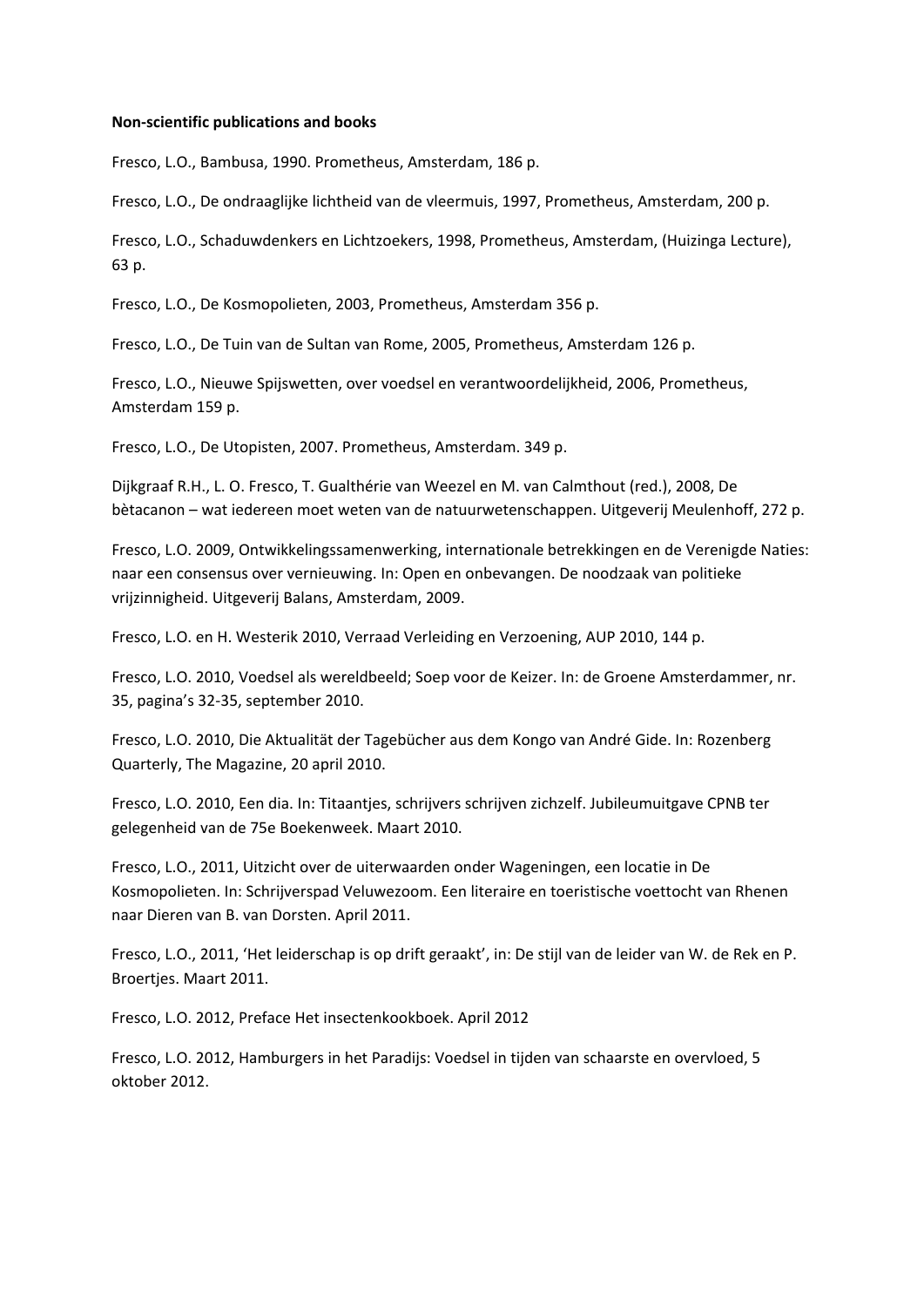**Non-scientific publications and books**

Fresco, L.O., Bambusa, 1990. Prometheus, Amsterdam, 186 p.

Fresco, L.O., De ondraaglijke lichtheid van de vleermuis, 1997, Prometheus, Amsterdam, 200 p.

Fresco, L.O., Schaduwdenkers en Lichtzoekers, 1998, Prometheus, Amsterdam, (Huizinga Lecture), 63 p.

Fresco, L.O., De Kosmopolieten, 2003, Prometheus, Amsterdam 356 p.

Fresco, L.O., De Tuin van de Sultan van Rome, 2005, Prometheus, Amsterdam 126 p.

Fresco, L.O., Nieuwe Spijswetten, over voedsel en verantwoordelijkheid, 2006, Prometheus, Amsterdam 159 p.

Fresco, L.O., De Utopisten, 2007. Prometheus, Amsterdam. 349 p.

Dijkgraaf R.H., L. O. Fresco, T. Gualthérie van Weezel en M. van Calmthout (red.), 2008, De bètacanon – wat iedereen moet weten van de natuurwetenschappen. Uitgeverij Meulenhoff, 272 p.

Fresco, L.O. 2009, Ontwikkelingssamenwerking, internationale betrekkingen en de Verenigde Naties: naar een consensus over vernieuwing. In: Open en onbevangen. De noodzaak van politieke vrijzinnigheid. Uitgeverij Balans, Amsterdam, 2009.

Fresco, L.O. en H. Westerik 2010, Verraad Verleiding en Verzoening, AUP 2010, 144 p.

Fresco, L.O. 2010, Voedsel als wereldbeeld; Soep voor de Keizer. In: de Groene Amsterdammer, nr. 35, pagina's 32-35, september 2010.

Fresco, L.O. 2010, Die Aktualität der Tagebücher aus dem Kongo van André Gide. In: Rozenberg Quarterly, The Magazine, 20 april 2010.

Fresco, L.O. 2010, Een dia. In: Titaantjes, schrijvers schrijven zichzelf. Jubileumuitgave CPNB ter gelegenheid van de 75e Boekenweek. Maart 2010.

Fresco, L.O., 2011, Uitzicht over de uiterwaarden onder Wageningen, een locatie in De Kosmopolieten. In: Schrijverspad Veluwezoom. Een literaire en toeristische voettocht van Rhenen naar Dieren van B. van Dorsten. April 2011.

Fresco, L.O., 2011, 'Het leiderschap is op drift geraakt', in: De stijl van de leider van W. de Rek en P. Broertjes. Maart 2011.

Fresco, L.O. 2012, Preface Het insectenkookboek. April 2012

Fresco, L.O. 2012, Hamburgers in het Paradijs: Voedsel in tijden van schaarste en overvloed, 5 oktober 2012.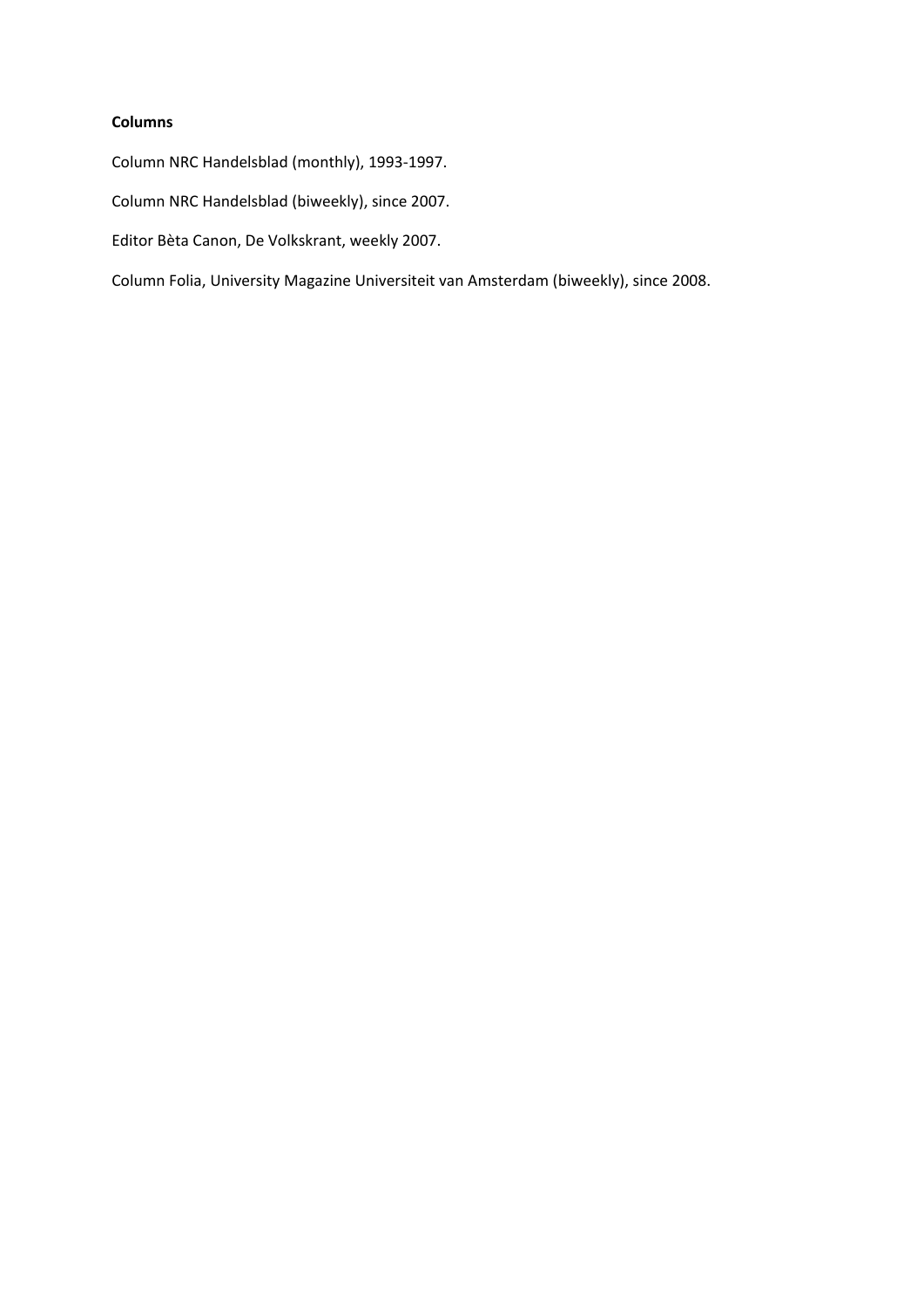**Columns**

Column NRC Handelsblad (monthly), 1993-1997.

Column NRC Handelsblad (biweekly), since 2007.

Editor Bèta Canon, De Volkskrant, weekly 2007.

Column Folia, University Magazine Universiteit van Amsterdam (biweekly), since 2008.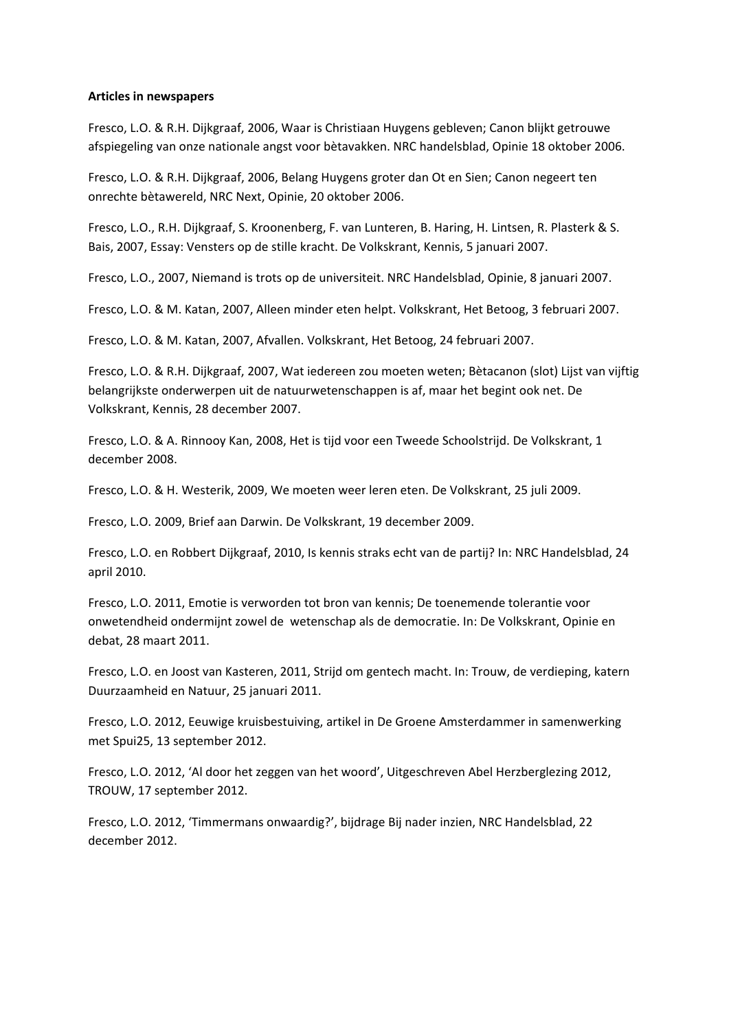**Articles in newspapers**

Fresco, L.O. & R.H. Dijkgraaf, 2006, Waar is Christiaan Huygens gebleven; Canon blijkt getrouwe afspiegeling van onze nationale angst voor bètavakken. NRC handelsblad, Opinie 18 oktober 2006.

Fresco, L.O. & R.H. Dijkgraaf, 2006, Belang Huygens groter dan Ot en Sien; Canon negeert ten onrechte bètawereld, NRC Next, Opinie, 20 oktober 2006.

Fresco, L.O., R.H. Dijkgraaf, S. Kroonenberg, F. van Lunteren, B. Haring, H. Lintsen, R. Plasterk & S. Bais, 2007, Essay: Vensters op de stille kracht. De Volkskrant, Kennis, 5 januari 2007.

Fresco, L.O., 2007, Niemand is trots op de universiteit. NRC Handelsblad, Opinie, 8 januari 2007.

Fresco, L.O. & M. Katan, 2007, Alleen minder eten helpt. Volkskrant, Het Betoog, 3 februari 2007.

Fresco, L.O. & M. Katan, 2007, Afvallen. Volkskrant, Het Betoog, 24 februari 2007.

Fresco, L.O. & R.H. Dijkgraaf, 2007, Wat iedereen zou moeten weten; Bètacanon (slot) Lijst van vijftig belangrijkste onderwerpen uit de natuurwetenschappen is af, maar het begint ook net. De Volkskrant, Kennis, 28 december 2007.

Fresco, L.O. & A. Rinnooy Kan, 2008, Het is tijd voor een Tweede Schoolstrijd. De Volkskrant, 1 december 2008.

Fresco, L.O. & H. Westerik, 2009, We moeten weer leren eten. De Volkskrant, 25 juli 2009.

Fresco, L.O. 2009, Brief aan Darwin. De Volkskrant, 19 december 2009.

Fresco, L.O. en Robbert Dijkgraaf, 2010, Is kennis straks echt van de partij? In: NRC Handelsblad, 24 april 2010.

Fresco, L.O. 2011, Emotie is verworden tot bron van kennis; De toenemende tolerantie voor onwetendheid ondermijnt zowel de wetenschap als de democratie. In: De Volkskrant, Opinie en debat, 28 maart 2011.

Fresco, L.O. en Joost van Kasteren, 2011, Strijd om gentech macht. In: Trouw, de verdieping, katern Duurzaamheid en Natuur, 25 januari 2011.

Fresco, L.O. 2012, Eeuwige kruisbestuiving, artikel in De Groene Amsterdammer in samenwerking met Spui25, 13 september 2012.

Fresco, L.O. 2012, 'Al door het zeggen van het woord', Uitgeschreven Abel Herzberglezing 2012, TROUW, 17 september 2012.

Fresco, L.O. 2012, 'Timmermans onwaardig?', bijdrage Bij nader inzien, NRC Handelsblad, 22 december 2012.